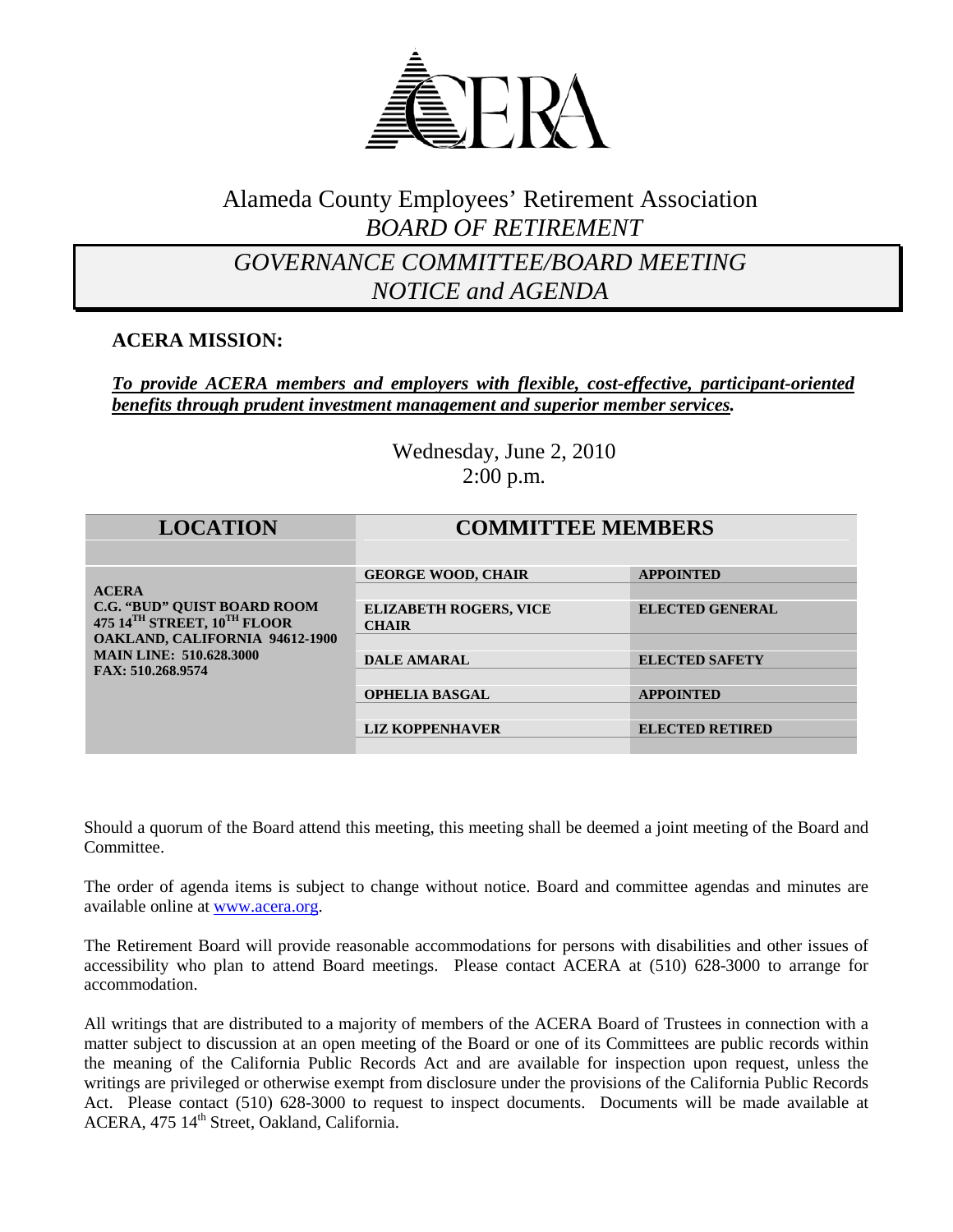ACERA

# Alameda County Employees' Retirement Association
## *BOARD OF RETIREMENT*

## *GOVERNANCE COMMITTEE/BOARD MEETING NOTICE and AGENDA*

**ACERA MISSION:**

***To provide ACERA members and employers with flexible, cost-effective, participant-oriented benefits through prudent investment management and superior member services.***

Wednesday, June 2, 2010
2:00 p.m.

| LOCATION | COMMITTEE MEMBERS | |
|---|---|---|
| **ACERA**<br>**C.G. "BUD" QUIST BOARD ROOM**<br>**475 14TH STREET, 10TH FLOOR**<br>**OAKLAND, CALIFORNIA 94612-1900**<br>**MAIN LINE: 510.628.3000**<br>**FAX: 510.268.9574** | **GEORGE WOOD, CHAIR** | **APPOINTED** |
| | **ELIZABETH ROGERS, VICE CHAIR** | **ELECTED GENERAL** |
| | **DALE AMARAL** | **ELECTED SAFETY** |
| | **OPHELIA BASGAL** | **APPOINTED** |
| | **LIZ KOPPENHAVER** | **ELECTED RETIRED** |

Should a quorum of the Board attend this meeting, this meeting shall be deemed a joint meeting of the Board and Committee.

The order of agenda items is subject to change without notice. Board and committee agendas and minutes are available online at www.acera.org.

The Retirement Board will provide reasonable accommodations for persons with disabilities and other issues of accessibility who plan to attend Board meetings. Please contact ACERA at (510) 628-3000 to arrange for accommodation.

All writings that are distributed to a majority of members of the ACERA Board of Trustees in connection with a matter subject to discussion at an open meeting of the Board or one of its Committees are public records within the meaning of the California Public Records Act and are available for inspection upon request, unless the writings are privileged or otherwise exempt from disclosure under the provisions of the California Public Records Act. Please contact (510) 628-3000 to request to inspect documents. Documents will be made available at ACERA, 475 14th Street, Oakland, California.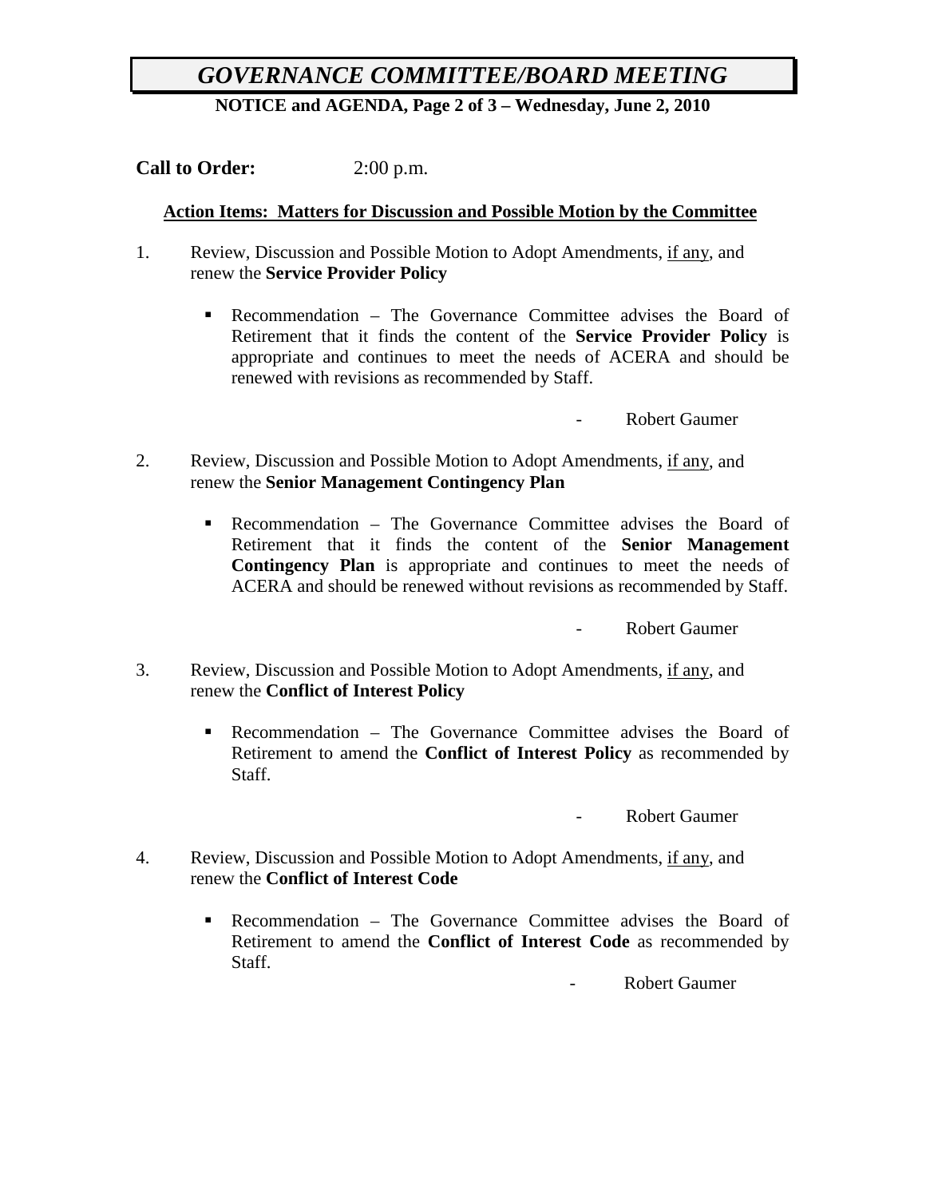# *GOVERNANCE COMMITTEE/BOARD MEETING*

**NOTICE and AGENDA, Page 2 of 3 – Wednesday, June 2, 2010**

**Call to Order:** 2:00 p.m.

**Action Items: Matters for Discussion and Possible Motion by the Committee**

1. Review, Discussion and Possible Motion to Adopt Amendments, if any, and renew the **Service Provider Policy**

   - Recommendation – The Governance Committee advises the Board of Retirement that it finds the content of the **Service Provider Policy** is appropriate and continues to meet the needs of ACERA and should be renewed with revisions as recommended by Staff.

   \- Robert Gaumer

2. Review, Discussion and Possible Motion to Adopt Amendments, if any, and renew the **Senior Management Contingency Plan**

   - Recommendation – The Governance Committee advises the Board of Retirement that it finds the content of the **Senior Management Contingency Plan** is appropriate and continues to meet the needs of ACERA and should be renewed without revisions as recommended by Staff.

   \- Robert Gaumer

3. Review, Discussion and Possible Motion to Adopt Amendments, if any, and renew the **Conflict of Interest Policy**

   - Recommendation – The Governance Committee advises the Board of Retirement to amend the **Conflict of Interest Policy** as recommended by Staff.

   \- Robert Gaumer

4. Review, Discussion and Possible Motion to Adopt Amendments, if any, and renew the **Conflict of Interest Code**

   - Recommendation – The Governance Committee advises the Board of Retirement to amend the **Conflict of Interest Code** as recommended by Staff.

   \- Robert Gaumer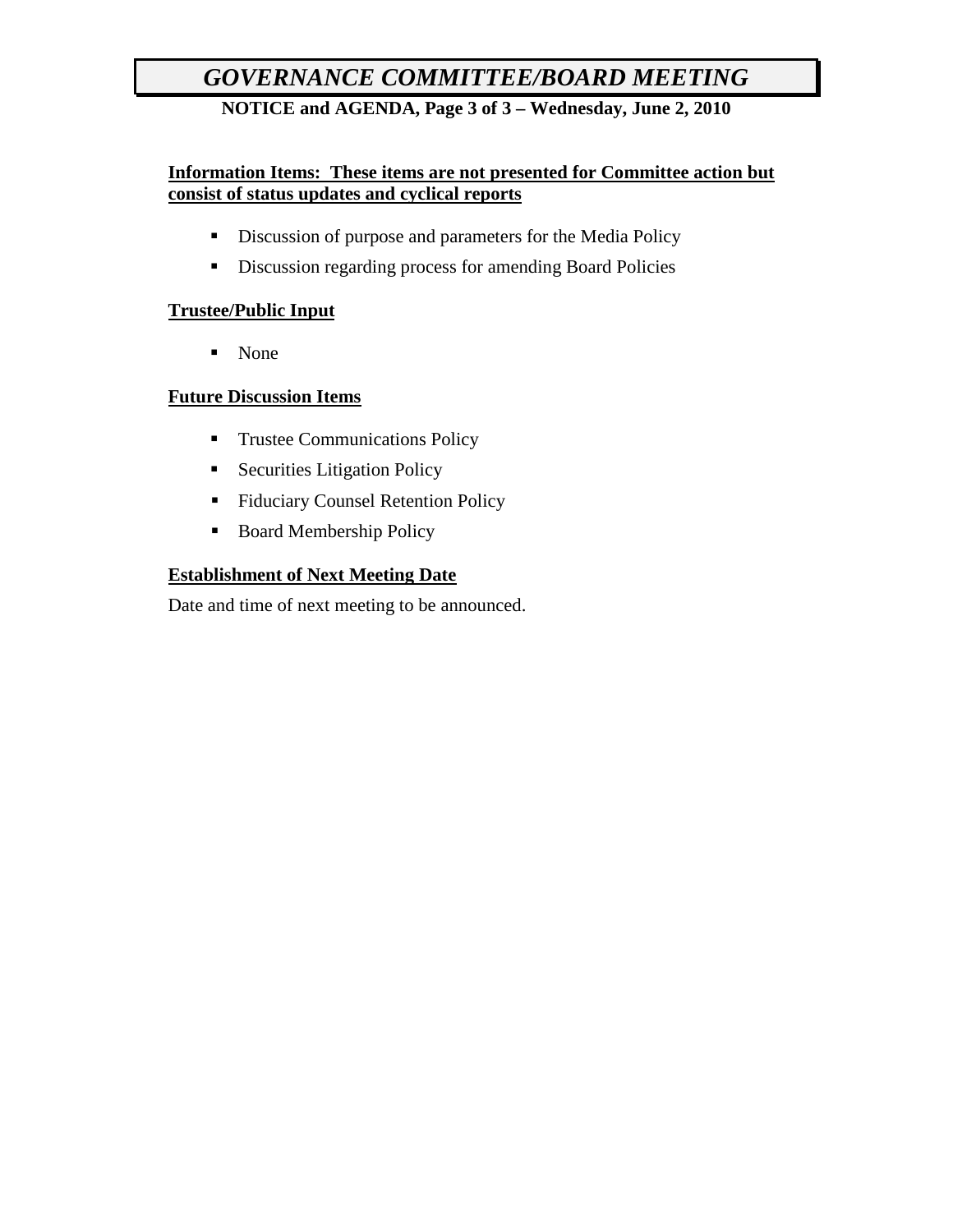**Information Items: These items are not presented for Committee action but consist of status updates and cyclical reports**

- Discussion of purpose and parameters for the Media Policy
- Discussion regarding process for amending Board Policies

**Trustee/Public Input**

- None

**Future Discussion Items**

- Trustee Communications Policy
- Securities Litigation Policy
- Fiduciary Counsel Retention Policy
- Board Membership Policy

**Establishment of Next Meeting Date**

Date and time of next meeting to be announced.